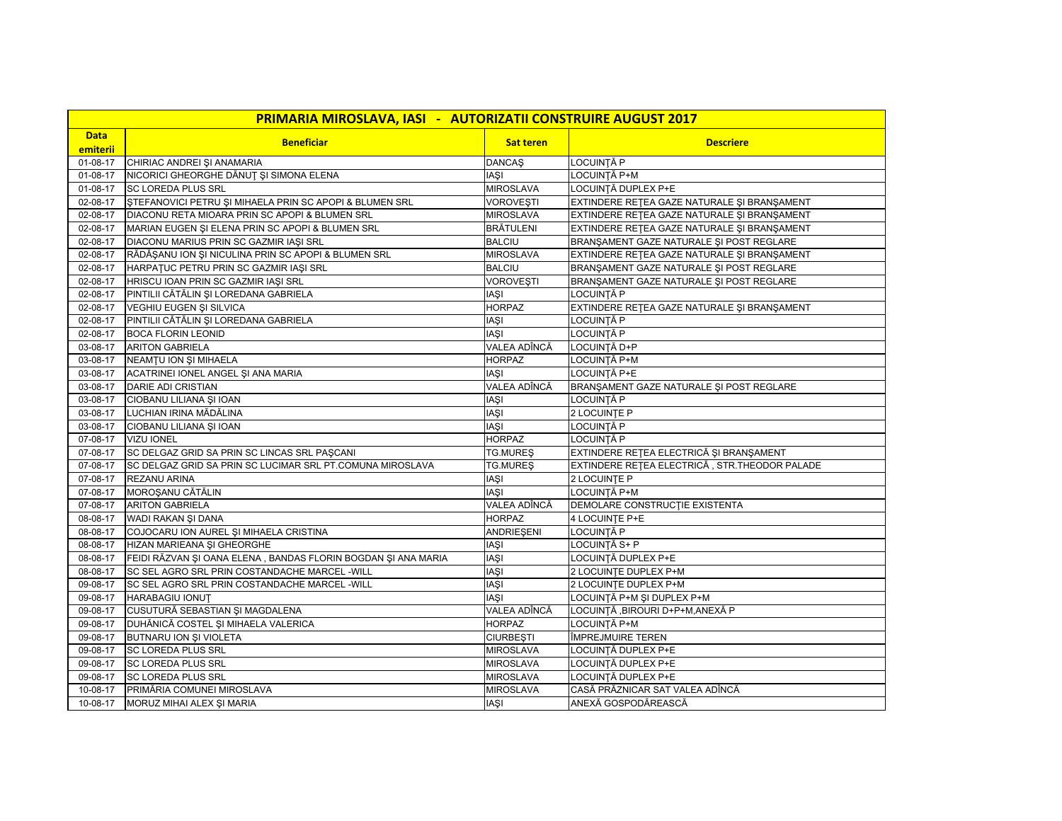| PRIMARIA MIROSLAVA, IASI - AUTORIZATII CONSTRUIRE AUGUST 2017 | | | |
|---|---|---|---|
| **Data emiterii** | **Beneficiar** | **Sat teren** | **Descriere** |
| 01-08-17 | CHIRIAC ANDREI ŞI ANAMARIA | DANCAŞ | LOCUINŢĂ P |
| 01-08-17 | NICORICI GHEORGHE DĂNUŢ ŞI SIMONA ELENA | IAŞI | LOCUINŢĂ P+M |
| 01-08-17 | SC LOREDA PLUS SRL | MIROSLAVA | LOCUINŢĂ DUPLEX P+E |
| 02-08-17 | ŞTEFANOVICI PETRU ŞI MIHAELA PRIN SC APOPI & BLUMEN SRL | VOROVEŞTI | EXTINDERE REŢEA GAZE NATURALE ŞI BRANŞAMENT |
| 02-08-17 | DIACONU RETA MIOARA PRIN SC APOPI & BLUMEN SRL | MIROSLAVA | EXTINDERE REŢEA GAZE NATURALE ŞI BRANŞAMENT |
| 02-08-17 | MARIAN EUGEN ŞI ELENA PRIN SC APOPI & BLUMEN SRL | BRĂTULENI | EXTINDERE REŢEA GAZE NATURALE ŞI BRANŞAMENT |
| 02-08-17 | DIACONU MARIUS PRIN SC GAZMIR IAŞI SRL | BALCIU | BRANŞAMENT GAZE NATURALE ŞI POST REGLARE |
| 02-08-17 | RĂDĂŞANU ION ŞI NICULINA PRIN SC APOPI & BLUMEN SRL | MIROSLAVA | EXTINDERE REŢEA GAZE NATURALE ŞI BRANŞAMENT |
| 02-08-17 | HARPAŢUC PETRU PRIN SC GAZMIR IAŞI SRL | BALCIU | BRANŞAMENT GAZE NATURALE ŞI POST REGLARE |
| 02-08-17 | HRISCU IOAN PRIN SC GAZMIR IAŞI SRL | VOROVEŞTI | BRANŞAMENT GAZE NATURALE ŞI POST REGLARE |
| 02-08-17 | PINTILII CĂTĂLIN ŞI LOREDANA GABRIELA | IAŞI | LOCUINŢĂ P |
| 02-08-17 | VEGHIU EUGEN ŞI SILVICA | HORPAZ | EXTINDERE REŢEA GAZE NATURALE ŞI BRANŞAMENT |
| 02-08-17 | PINTILII CĂTĂLIN ŞI LOREDANA GABRIELA | IAŞI | LOCUINŢĂ P |
| 02-08-17 | BOCA FLORIN LEONID | IAŞI | LOCUINŢĂ P |
| 03-08-17 | ARITON GABRIELA | VALEA ADÎNCĂ | LOCUINŢĂ D+P |
| 03-08-17 | NEAMŢU ION ŞI MIHAELA | HORPAZ | LOCUINŢĂ P+M |
| 03-08-17 | ACATRINEI IONEL ANGEL ŞI ANA MARIA | IAŞI | LOCUINŢĂ P+E |
| 03-08-17 | DARIE ADI CRISTIAN | VALEA ADÎNCĂ | BRANŞAMENT GAZE NATURALE ŞI POST REGLARE |
| 03-08-17 | CIOBANU LILIANA ŞI IOAN | IAŞI | LOCUINŢĂ P |
| 03-08-17 | LUCHIAN IRINA MĂDĂLINA | IAŞI | 2 LOCUINŢE P |
| 03-08-17 | CIOBANU LILIANA ŞI IOAN | IAŞI | LOCUINŢĂ P |
| 07-08-17 | VIZU IONEL | HORPAZ | LOCUINŢĂ P |
| 07-08-17 | SC DELGAZ GRID SA PRIN SC LINCAS SRL PAŞCANI | TG.MUREŞ | EXTINDERE REŢEA ELECTRICĂ ŞI BRANŞAMENT |
| 07-08-17 | SC DELGAZ GRID SA PRIN SC LUCIMAR SRL PT.COMUNA MIROSLAVA | TG.MUREŞ | EXTINDERE REŢEA ELECTRICĂ , STR.THEODOR PALADE |
| 07-08-17 | REZANU ARINA | IAŞI | 2 LOCUINŢE P |
| 07-08-17 | MOROŞANU CĂTĂLIN | IAŞI | LOCUINŢĂ P+M |
| 07-08-17 | ARITON GABRIELA | VALEA ADÎNCĂ | DEMOLARE CONSTRUCŢIE EXISTENTA |
| 08-08-17 | WADI RAKAN ŞI DANA | HORPAZ | 4 LOCUINŢE P+E |
| 08-08-17 | COJOCARU ION AUREL ŞI MIHAELA CRISTINA | ANDRIEŞENI | LOCUINŢĂ P |
| 08-08-17 | HIZAN MARIEANA ŞI GHEORGHE | IAŞI | LOCUINŢĂ S+ P |
| 08-08-17 | FEIDI RĂZVAN ŞI OANA ELENA , BANDAS FLORIN BOGDAN ŞI ANA MARIA | IAŞI | LOCUINŢĂ DUPLEX P+E |
| 08-08-17 | SC SEL AGRO SRL PRIN COSTANDACHE MARCEL -WILL | IAŞI | 2 LOCUINŢE DUPLEX P+M |
| 09-08-17 | SC SEL AGRO SRL PRIN COSTANDACHE MARCEL -WILL | IAŞI | 2 LOCUINŢE DUPLEX P+M |
| 09-08-17 | HARABAGIU IONUŢ | IAŞI | LOCUINŢĂ P+M ŞI DUPLEX P+M |
| 09-08-17 | CUSUTURĂ SEBASTIAN ŞI MAGDALENA | VALEA ADÎNCĂ | LOCUINŢĂ ,BIROURI D+P+M,ANEXĂ P |
| 09-08-17 | DUHĂNICĂ COSTEL ŞI MIHAELA VALERICA | HORPAZ | LOCUINŢĂ P+M |
| 09-08-17 | BUTNARU ION ŞI VIOLETA | CIURBEŞTI | ÎMPREJMUIRE TEREN |
| 09-08-17 | SC LOREDA PLUS SRL | MIROSLAVA | LOCUINŢĂ DUPLEX P+E |
| 09-08-17 | SC LOREDA PLUS SRL | MIROSLAVA | LOCUINŢĂ DUPLEX P+E |
| 09-08-17 | SC LOREDA PLUS SRL | MIROSLAVA | LOCUINŢĂ DUPLEX P+E |
| 10-08-17 | PRIMĂRIA COMUNEI MIROSLAVA | MIROSLAVA | CASĂ PRĂZNICAR SAT VALEA ADÎNCĂ |
| 10-08-17 | MORUZ MIHAI ALEX ŞI MARIA | IAŞI | ANEXĂ GOSPODĂREASCĂ |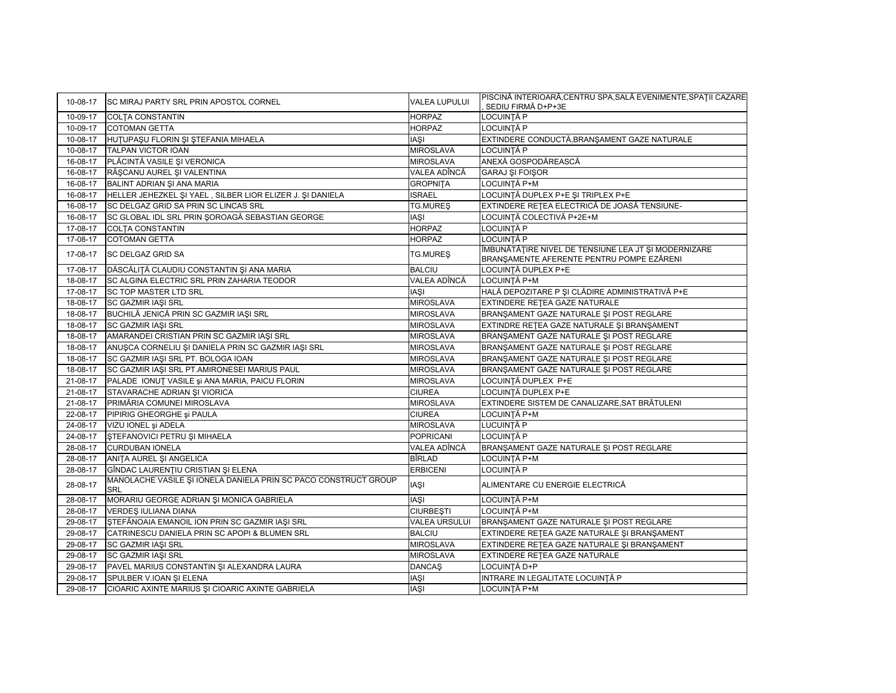| | | | |
|---|---|---|---|
| 10-08-17 | SC MIRAJ PARTY SRL PRIN APOSTOL CORNEL | VALEA LUPULUI | PISCINĂ INTERIOARĂ,CENTRU SPA,SALĂ EVENIMENTE,SPAŢII CAZARE , SEDIU FIRMĂ D+P+3E |
| 10-09-17 | COLŢA CONSTANTIN | HORPAZ | LOCUINŢĂ P |
| 10-09-17 | COTOMAN GETTA | HORPAZ | LOCUINŢĂ P |
| 10-08-17 | HUŢUPAŞU FLORIN ŞI ŞTEFANIA MIHAELA | IAŞI | EXTINDERE CONDUCTĂ,BRANŞAMENT GAZE NATURALE |
| 10-08-17 | TALPAN VICTOR IOAN | MIROSLAVA | LOCUINŢĂ P |
| 16-08-17 | PLĂCINTĂ VASILE ŞI VERONICA | MIROSLAVA | ANEXĂ GOSPODĂREASCĂ |
| 16-08-17 | RĂŞCANU AUREL ŞI VALENTINA | VALEA ADÎNCĂ | GARAJ ŞI FOIŞOR |
| 16-08-17 | BALINT ADRIAN ŞI ANA MARIA | GROPNIŢA | LOCUINŢĂ P+M |
| 16-08-17 | HELLER JEHEZKEL ŞI YAEL , SILBER LIOR ELIZER J. ŞI DANIELA | ISRAEL | LOCUINŢĂ DUPLEX P+E ŞI TRIPLEX P+E |
| 16-08-17 | SC DELGAZ GRID SA PRIN SC LINCAS SRL | TG.MUREŞ | EXTINDERE REŢEA ELECTRICĂ DE JOASĂ TENSIUNE- |
| 16-08-17 | SC GLOBAL IDL SRL PRIN ŞOROAGĂ SEBASTIAN GEORGE | IAŞI | LOCUINŢĂ COLECTIVĂ P+2E+M |
| 17-08-17 | COLŢA CONSTANTIN | HORPAZ | LOCUINŢĂ P |
| 17-08-17 | COTOMAN GETTA | HORPAZ | LOCUINŢĂ P |
| 17-08-17 | SC DELGAZ GRID SA | TG.MUREŞ | ÎMBUNĂTĂŢIRE NIVEL DE TENSIUNE LEA JT ŞI MODERNIZARE BRANŞAMENTE AFERENTE PENTRU POMPE EZĂRENI |
| 17-08-17 | DĂSCĂLIŢĂ CLAUDIU CONSTANTIN ŞI ANA MARIA | BALCIU | LOCUINŢĂ DUPLEX P+E |
| 18-08-17 | SC ALGINA ELECTRIC SRL PRIN ZAHARIA TEODOR | VALEA ADÎNCĂ | LOCUINŢĂ P+M |
| 17-08-17 | SC TOP MASTER LTD SRL | IAŞI | HALĂ DEPOZITARE P ŞI CLĂDIRE ADMINISTRATIVĂ P+E |
| 18-08-17 | SC GAZMIR IAŞI SRL | MIROSLAVA | EXTINDERE REŢEA GAZE NATURALE |
| 18-08-17 | BUCHILĂ JENICĂ PRIN SC GAZMIR IAŞI SRL | MIROSLAVA | BRANŞAMENT GAZE NATURALE ŞI POST REGLARE |
| 18-08-17 | SC GAZMIR IAŞI SRL | MIROSLAVA | EXTINDRE REŢEA GAZE NATURALE ŞI BRANŞAMENT |
| 18-08-17 | AMARANDEI CRISTIAN PRIN SC GAZMIR IAŞI SRL | MIROSLAVA | BRANŞAMENT GAZE NATURALE ŞI POST REGLARE |
| 18-08-17 | ANUŞCA CORNELIU ŞI DANIELA PRIN SC GAZMIR IAŞI SRL | MIROSLAVA | BRANŞAMENT GAZE NATURALE ŞI POST REGLARE |
| 18-08-17 | SC GAZMIR IAŞI SRL PT. BOLOGA IOAN | MIROSLAVA | BRANŞAMENT GAZE NATURALE ŞI POST REGLARE |
| 18-08-17 | SC GAZMIR IAŞI SRL PT.AMIRONESEI MARIUS PAUL | MIROSLAVA | BRANŞAMENT GAZE NATURALE ŞI POST REGLARE |
| 21-08-17 | PALADE IONUŢ VASILE şi ANA MARIA, PAICU FLORIN | MIROSLAVA | LOCUINŢĂ DUPLEX P+E |
| 21-08-17 | STAVARACHE ADRIAN ŞI VIORICA | CIUREA | LOCUINŢĂ DUPLEX P+E |
| 21-08-17 | PRIMĂRIA COMUNEI MIROSLAVA | MIROSLAVA | EXTINDERE SISTEM DE CANALIZARE,SAT BRĂTULENI |
| 22-08-17 | PIPIRIG GHEORGHE şi PAULA | CIUREA | LOCUINŢĂ P+M |
| 24-08-17 | VIZU IONEL şi ADELA | MIROSLAVA | LUCUINŢĂ P |
| 24-08-17 | ŞTEFANOVICI PETRU ŞI MIHAELA | POPRICANI | LOCUINŢĂ P |
| 28-08-17 | CURDUBAN IONELA | VALEA ADÎNCĂ | BRANŞAMENT GAZE NATURALE ŞI POST REGLARE |
| 28-08-17 | ANIŢA AUREL ŞI ANGELICA | BÎRLAD | LOCUINŢĂ P+M |
| 28-08-17 | GÎNDAC LAURENŢIU CRISTIAN ŞI ELENA | ERBICENI | LOCUINŢĂ P |
| 28-08-17 | MANOLACHE VASILE ŞI IONELA DANIELA PRIN SC PACO CONSTRUCT GROUP SRL | IAŞI | ALIMENTARE CU ENERGIE ELECTRICĂ |
| 28-08-17 | MORARIU GEORGE ADRIAN ŞI MONICA GABRIELA | IAŞI | LOCUINŢĂ P+M |
| 28-08-17 | VERDEŞ IULIANA DIANA | CIURBEŞTI | LOCUINŢĂ P+M |
| 29-08-17 | ŞTEFĂNOAIA EMANOIL ION PRIN SC GAZMIR IAŞI SRL | VALEA URSULUI | BRANŞAMENT GAZE NATURALE ŞI POST REGLARE |
| 29-08-17 | CATRINESCU DANIELA PRIN SC APOPI & BLUMEN SRL | BALCIU | EXTINDERE REŢEA GAZE NATURALE ŞI BRANŞAMENT |
| 29-08-17 | SC GAZMIR IAŞI SRL | MIROSLAVA | EXTINDERE REŢEA GAZE NATURALE ŞI BRANŞAMENT |
| 29-08-17 | SC GAZMIR IAŞI SRL | MIROSLAVA | EXTINDERE REŢEA GAZE NATURALE |
| 29-08-17 | PAVEL MARIUS CONSTANTIN ŞI ALEXANDRA LAURA | DANCAŞ | LOCUINŢĂ D+P |
| 29-08-17 | SPULBER V.IOAN ŞI ELENA | IAŞI | INTRARE IN LEGALITATE LOCUINŢĂ P |
| 29-08-17 | CIOARIC AXINTE MARIUS ŞI CIOARIC AXINTE GABRIELA | IAŞI | LOCUINŢĂ P+M |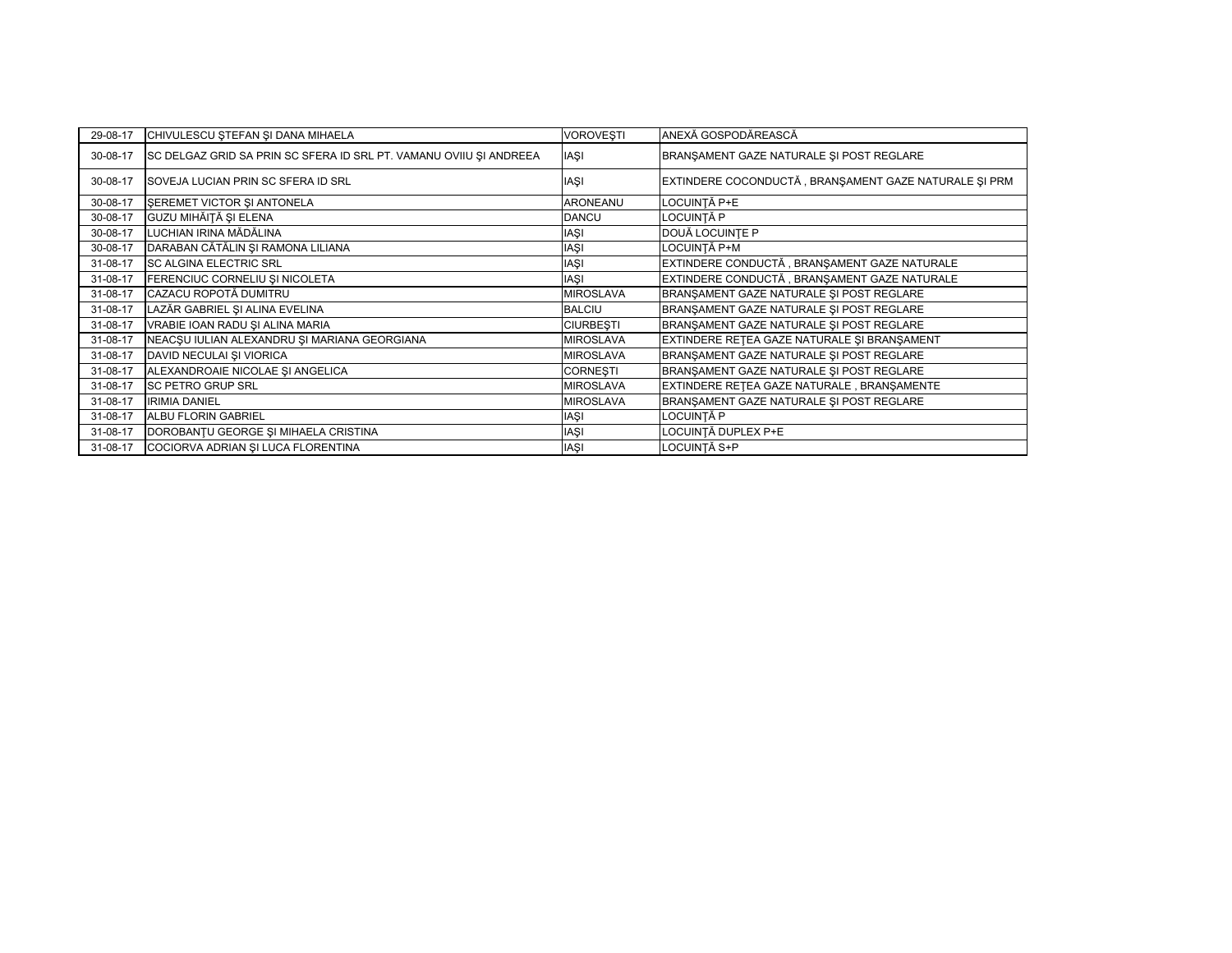| | | | |
|---|---|---|---|
| 29-08-17 | CHIVULESCU ŞTEFAN ŞI DANA MIHAELA | VOROVEŞTI | ANEXĂ GOSPODĂREASCĂ |
| 30-08-17 | SC DELGAZ GRID SA PRIN SC SFERA ID SRL PT. VAMANU OVIIU ŞI ANDREEA | IAŞI | BRANŞAMENT GAZE NATURALE ŞI POST REGLARE |
| 30-08-17 | SOVEJA LUCIAN PRIN SC SFERA ID SRL | IAŞI | EXTINDERE COCONDUCTĂ , BRANŞAMENT GAZE NATURALE ŞI PRM |
| 30-08-17 | ŞEREMET VICTOR ŞI ANTONELA | ARONEANU | LOCUINŢĂ P+E |
| 30-08-17 | GUZU MIHĂIŢĂ ŞI ELENA | DANCU | LOCUINŢĂ P |
| 30-08-17 | LUCHIAN IRINA MĂDĂLINA | IAŞI | DOUĂ LOCUINŢE P |
| 30-08-17 | DARABAN CĂTĂLIN ŞI RAMONA LILIANA | IAŞI | LOCUINŢĂ P+M |
| 31-08-17 | SC ALGINA ELECTRIC SRL | IAŞI | EXTINDERE CONDUCTĂ , BRANŞAMENT GAZE NATURALE |
| 31-08-17 | FERENCIUC CORNELIU ŞI NICOLETA | IAŞI | EXTINDERE CONDUCTĂ , BRANŞAMENT GAZE NATURALE |
| 31-08-17 | CAZACU ROPOTĂ DUMITRU | MIROSLAVA | BRANŞAMENT GAZE NATURALE ŞI POST REGLARE |
| 31-08-17 | LAZĂR GABRIEL ŞI ALINA EVELINA | BALCIU | BRANŞAMENT GAZE NATURALE ŞI POST REGLARE |
| 31-08-17 | VRABIE IOAN RADU ŞI ALINA MARIA | CIURBEŞTI | BRANŞAMENT GAZE NATURALE ŞI POST REGLARE |
| 31-08-17 | NEACŞU IULIAN ALEXANDRU ŞI MARIANA GEORGIANA | MIROSLAVA | EXTINDERE REŢEA GAZE NATURALE ŞI BRANŞAMENT |
| 31-08-17 | DAVID NECULAI ŞI VIORICA | MIROSLAVA | BRANŞAMENT GAZE NATURALE ŞI POST REGLARE |
| 31-08-17 | ALEXANDROAIE NICOLAE ŞI ANGELICA | CORNEŞTI | BRANŞAMENT GAZE NATURALE ŞI POST REGLARE |
| 31-08-17 | SC PETRO GRUP SRL | MIROSLAVA | EXTINDERE REŢEA GAZE NATURALE , BRANŞAMENTE |
| 31-08-17 | IRIMIA DANIEL | MIROSLAVA | BRANŞAMENT GAZE NATURALE ŞI POST REGLARE |
| 31-08-17 | ALBU FLORIN GABRIEL | IAŞI | LOCUINŢĂ P |
| 31-08-17 | DOROBANŢU GEORGE ŞI MIHAELA CRISTINA | IAŞI | LOCUINŢĂ DUPLEX P+E |
| 31-08-17 | COCIORVA ADRIAN ŞI LUCA FLORENTINA | IAŞI | LOCUINŢĂ S+P |